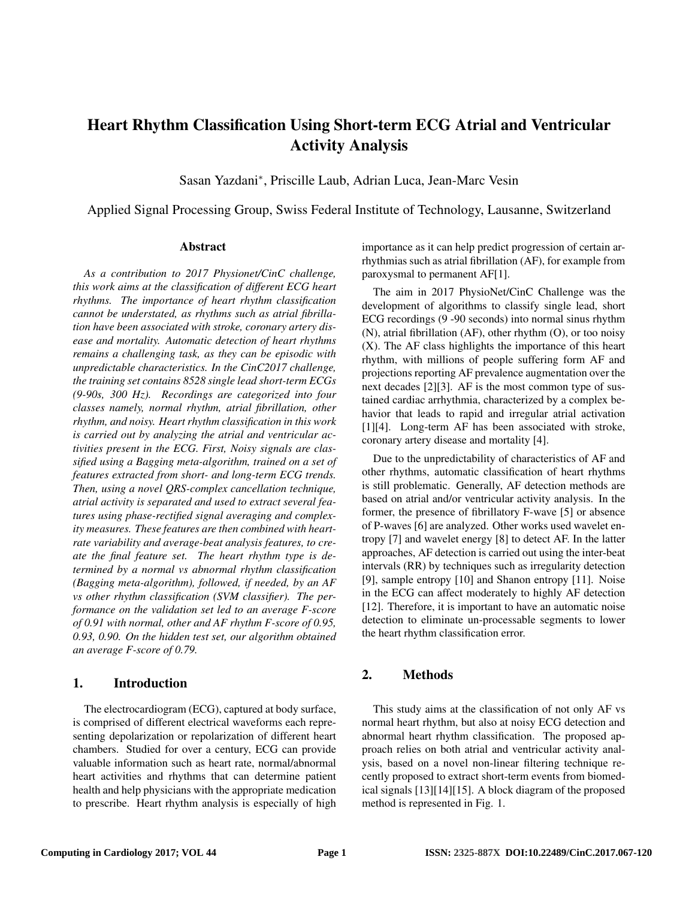# Heart Rhythm Classification Using Short-term ECG Atrial and Ventricular Activity Analysis

Sasan Yazdani*, Priscille Laub, Adrian Luca, Jean-Marc Vesin

Applied Signal Processing Group, Swiss Federal Institute of Technology, Lausanne, Switzerland

## Abstract

*As a contribution to 2017 Physionet/CinC challenge, this work aims at the classification of different ECG heart rhythms. The importance of heart rhythm classification cannot be understated, as rhythms such as atrial fibrillation have been associated with stroke, coronary artery disease and mortality. Automatic detection of heart rhythms remains a challenging task, as they can be episodic with unpredictable characteristics. In the CinC2017 challenge, the training set contains 8528 single lead short-term ECGs (9-90s, 300 Hz). Recordings are categorized into four classes namely, normal rhythm, atrial fibrillation, other rhythm, and noisy. Heart rhythm classification in this work is carried out by analyzing the atrial and ventricular activities present in the ECG. First, Noisy signals are classified using a Bagging meta-algorithm, trained on a set of features extracted from short- and long-term ECG trends. Then, using a novel QRS-complex cancellation technique, atrial activity is separated and used to extract several features using phase-rectified signal averaging and complexity measures. These features are then combined with heart-rate variability and average-beat analysis features, to create the final feature set. The heart rhythm type is determined by a normal vs abnormal rhythm classification (Bagging meta-algorithm), followed, if needed, by an AF vs other rhythm classification (SVM classifier). The performance on the validation set led to an average F-score of 0.91 with normal, other and AF rhythm F-score of 0.95, 0.93, 0.90. On the hidden test set, our algorithm obtained an average F-score of 0.79.*

## 1. Introduction

The electrocardiogram (ECG), captured at body surface, is comprised of different electrical waveforms each representing depolarization or repolarization of different heart chambers. Studied for over a century, ECG can provide valuable information such as heart rate, normal/abnormal heart activities and rhythms that can determine patient health and help physicians with the appropriate medication to prescribe. Heart rhythm analysis is especially of high importance as it can help predict progression of certain arrhythmias such as atrial fibrillation (AF), for example from paroxysmal to permanent AF[1].

The aim in 2017 PhysioNet/CinC Challenge was the development of algorithms to classify single lead, short ECG recordings (9 -90 seconds) into normal sinus rhythm (N), atrial fibrillation (AF), other rhythm (O), or too noisy (X). The AF class highlights the importance of this heart rhythm, with millions of people suffering form AF and projections reporting AF prevalence augmentation over the next decades [2][3]. AF is the most common type of sustained cardiac arrhythmia, characterized by a complex behavior that leads to rapid and irregular atrial activation [1][4]. Long-term AF has been associated with stroke, coronary artery disease and mortality [4].

Due to the unpredictability of characteristics of AF and other rhythms, automatic classification of heart rhythms is still problematic. Generally, AF detection methods are based on atrial and/or ventricular activity analysis. In the former, the presence of fibrillatory F-wave [5] or absence of P-waves [6] are analyzed. Other works used wavelet entropy [7] and wavelet energy [8] to detect AF. In the latter approaches, AF detection is carried out using the inter-beat intervals (RR) by techniques such as irregularity detection [9], sample entropy [10] and Shanon entropy [11]. Noise in the ECG can affect moderately to highly AF detection [12]. Therefore, it is important to have an automatic noise detection to eliminate un-processable segments to lower the heart rhythm classification error.

## 2. Methods

This study aims at the classification of not only AF vs normal heart rhythm, but also at noisy ECG detection and abnormal heart rhythm classification. The proposed approach relies on both atrial and ventricular activity analysis, based on a novel non-linear filtering technique recently proposed to extract short-term events from biomedical signals [13][14][15]. A block diagram of the proposed method is represented in Fig. 1.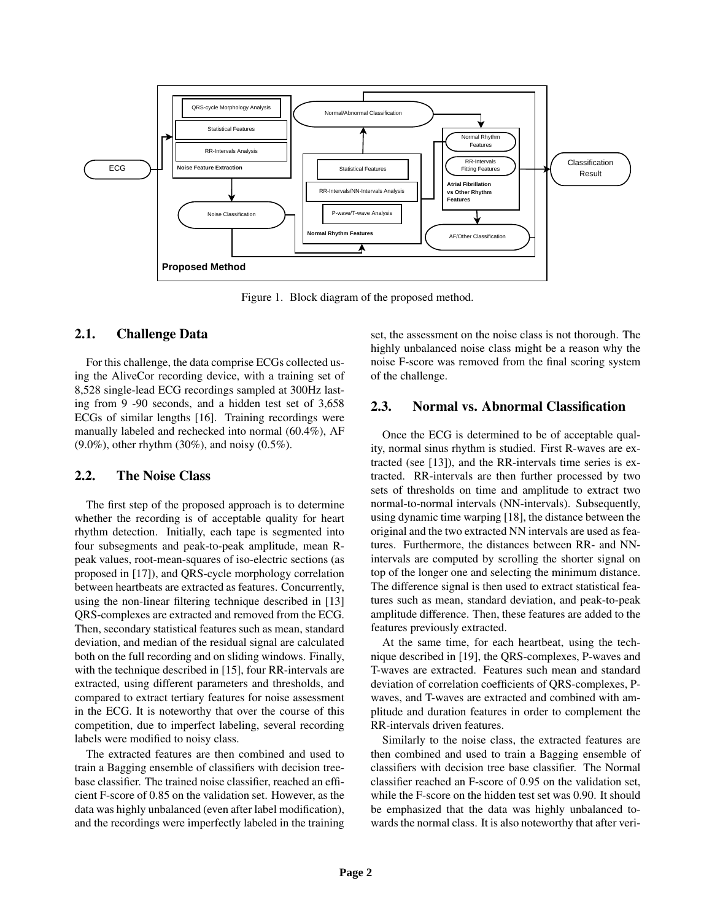Figure 1. Block diagram of the proposed method.

## 2.1. Challenge Data

For this challenge, the data comprise ECGs collected using the AliveCor recording device, with a training set of 8,528 single-lead ECG recordings sampled at 300Hz lasting from 9 -90 seconds, and a hidden test set of 3,658 ECGs of similar lengths [16]. Training recordings were manually labeled and rechecked into normal (60.4%), AF (9.0%), other rhythm (30%), and noisy (0.5%).

## 2.2. The Noise Class

The first step of the proposed approach is to determine whether the recording is of acceptable quality for heart rhythm detection. Initially, each tape is segmented into four subsegments and peak-to-peak amplitude, mean R-peak values, root-mean-squares of iso-electric sections (as proposed in [17]), and QRS-cycle morphology correlation between heartbeats are extracted as features. Concurrently, using the non-linear filtering technique described in [13] QRS-complexes are extracted and removed from the ECG. Then, secondary statistical features such as mean, standard deviation, and median of the residual signal are calculated both on the full recording and on sliding windows. Finally, with the technique described in [15], four RR-intervals are extracted, using different parameters and thresholds, and compared to extract tertiary features for noise assessment in the ECG. It is noteworthy that over the course of this competition, due to imperfect labeling, several recording labels were modified to noisy class.

The extracted features are then combined and used to train a Bagging ensemble of classifiers with decision tree-base classifier. The trained noise classifier, reached an efficient F-score of 0.85 on the validation set. However, as the data was highly unbalanced (even after label modification), and the recordings were imperfectly labeled in the training set, the assessment on the noise class is not thorough. The highly unbalanced noise class might be a reason why the noise F-score was removed from the final scoring system of the challenge.

## 2.3. Normal vs. Abnormal Classification

Once the ECG is determined to be of acceptable quality, normal sinus rhythm is studied. First R-waves are extracted (see [13]), and the RR-intervals time series is extracted. RR-intervals are then further processed by two sets of thresholds on time and amplitude to extract two normal-to-normal intervals (NN-intervals). Subsequently, using dynamic time warping [18], the distance between the original and the two extracted NN intervals are used as features. Furthermore, the distances between RR- and NN-intervals are computed by scrolling the shorter signal on top of the longer one and selecting the minimum distance. The difference signal is then used to extract statistical features such as mean, standard deviation, and peak-to-peak amplitude difference. Then, these features are added to the features previously extracted.

At the same time, for each heartbeat, using the technique described in [19], the QRS-complexes, P-waves and T-waves are extracted. Features such mean and standard deviation of correlation coefficients of QRS-complexes, P-waves, and T-waves are extracted and combined with amplitude and duration features in order to complement the RR-intervals driven features.

Similarly to the noise class, the extracted features are then combined and used to train a Bagging ensemble of classifiers with decision tree base classifier. The Normal classifier reached an F-score of 0.95 on the validation set, while the F-score on the hidden test set was 0.90. It should be emphasized that the data was highly unbalanced towards the normal class. It is also noteworthy that after veri-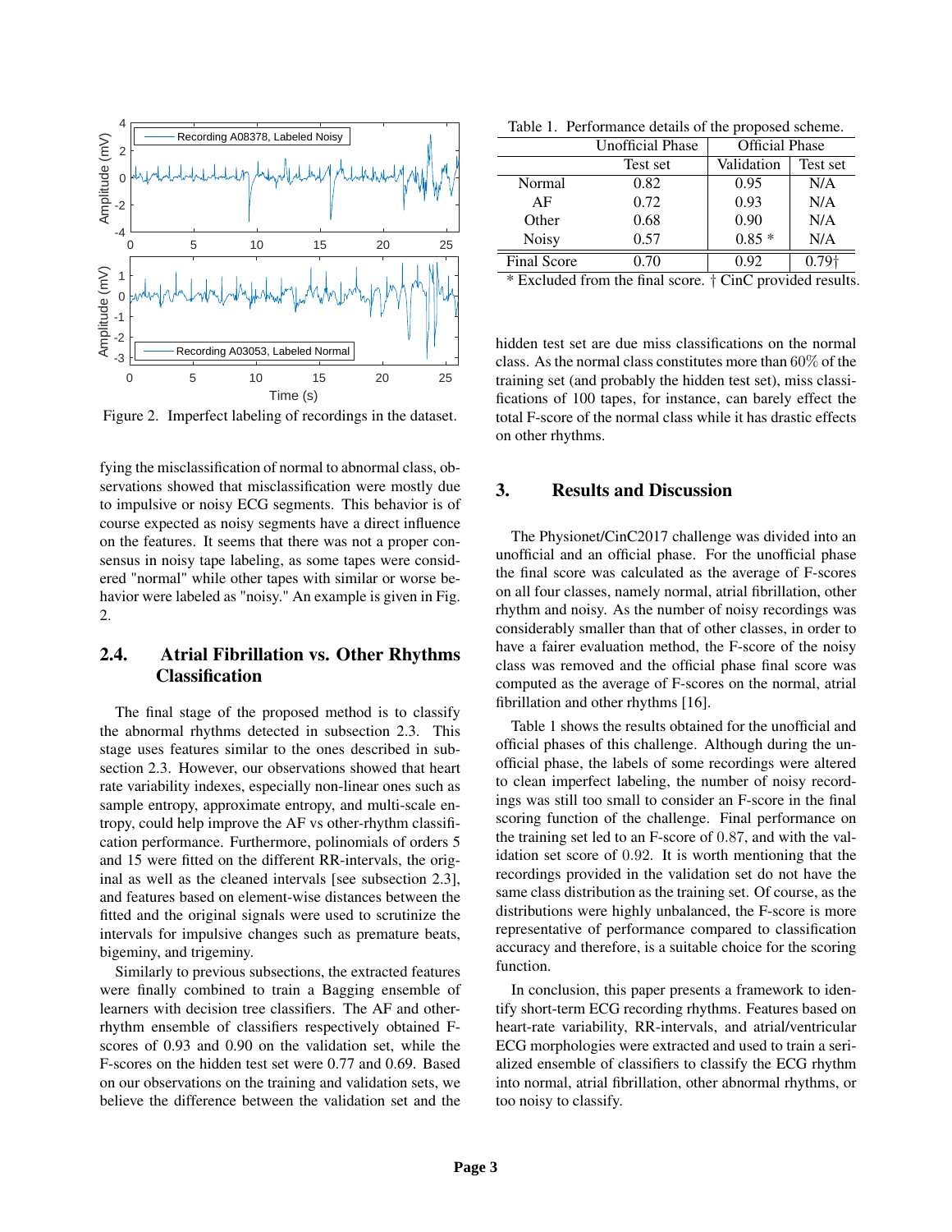Figure 2. Imperfect labeling of recordings in the dataset.

fying the misclassification of normal to abnormal class, observations showed that misclassification were mostly due to impulsive or noisy ECG segments. This behavior is of course expected as noisy segments have a direct influence on the features. It seems that there was not a proper consensus in noisy tape labeling, as some tapes were considered "normal" while other tapes with similar or worse behavior were labeled as "noisy." An example is given in Fig. 2.

## 2.4. Atrial Fibrillation vs. Other Rhythms Classification

The final stage of the proposed method is to classify the abnormal rhythms detected in subsection 2.3. This stage uses features similar to the ones described in subsection 2.3. However, our observations showed that heart rate variability indexes, especially non-linear ones such as sample entropy, approximate entropy, and multi-scale entropy, could help improve the AF vs other-rhythm classification performance. Furthermore, polinomials of orders 5 and 15 were fitted on the different RR-intervals, the original as well as the cleaned intervals [see subsection 2.3], and features based on element-wise distances between the fitted and the original signals were used to scrutinize the intervals for impulsive changes such as premature beats, bigeminy, and trigeminy.

Similarly to previous subsections, the extracted features were finally combined to train a Bagging ensemble of learners with decision tree classifiers. The AF and other-rhythm ensemble of classifiers respectively obtained F-scores of 0.93 and 0.90 on the validation set, while the F-scores on the hidden test set were 0.77 and 0.69. Based on our observations on the training and validation sets, we believe the difference between the validation set and the hidden test set are due miss classifications on the normal class. As the normal class constitutes more than 60% of the training set (and probably the hidden test set), miss classifications of 100 tapes, for instance, can barely effect the total F-score of the normal class while it has drastic effects on other rhythms.

Table 1. Performance details of the proposed scheme.

| | Unofficial Phase | Official Phase | |
|---|---|---|---|
| | Test set | Validation | Test set |
| Normal | 0.82 | 0.95 | N/A |
| AF | 0.72 | 0.93 | N/A |
| Other | 0.68 | 0.90 | N/A |
| Noisy | 0.57 | 0.85 * | N/A |
| Final Score | 0.70 | 0.92 | 0.79† |

\* Excluded from the final score. † CinC provided results.

## 3. Results and Discussion

The Physionet/CinC2017 challenge was divided into an unofficial and an official phase. For the unofficial phase the final score was calculated as the average of F-scores on all four classes, namely normal, atrial fibrillation, other rhythm and noisy. As the number of noisy recordings was considerably smaller than that of other classes, in order to have a fairer evaluation method, the F-score of the noisy class was removed and the official phase final score was computed as the average of F-scores on the normal, atrial fibrillation and other rhythms [16].

Table 1 shows the results obtained for the unofficial and official phases of this challenge. Although during the unofficial phase, the labels of some recordings were altered to clean imperfect labeling, the number of noisy recordings was still too small to consider an F-score in the final scoring function of the challenge. Final performance on the training set led to an F-score of 0.87, and with the validation set score of 0.92. It is worth mentioning that the recordings provided in the validation set do not have the same class distribution as the training set. Of course, as the distributions were highly unbalanced, the F-score is more representative of performance compared to classification accuracy and therefore, is a suitable choice for the scoring function.

In conclusion, this paper presents a framework to identify short-term ECG recording rhythms. Features based on heart-rate variability, RR-intervals, and atrial/ventricular ECG morphologies were extracted and used to train a serialized ensemble of classifiers to classify the ECG rhythm into normal, atrial fibrillation, other abnormal rhythms, or too noisy to classify.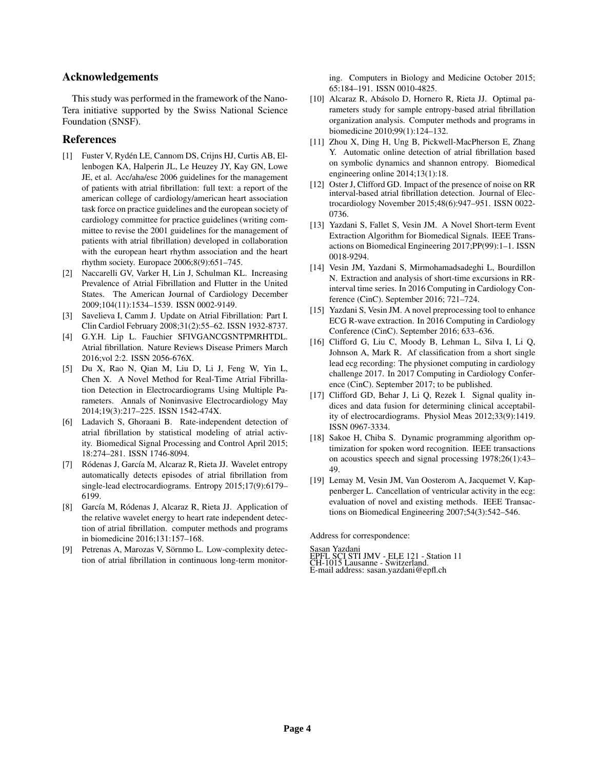## Acknowledgements

This study was performed in the framework of the Nano-Tera initiative supported by the Swiss National Science Foundation (SNSF).

## References

[1] Fuster V, Rydén LE, Cannom DS, Crijns HJ, Curtis AB, Ellenbogen KA, Halperin JL, Le Heuzey JY, Kay GN, Lowe JE, et al. Acc/aha/esc 2006 guidelines for the management of patients with atrial fibrillation: full text: a report of the american college of cardiology/american heart association task force on practice guidelines and the european society of cardiology committee for practice guidelines (writing committee to revise the 2001 guidelines for the management of patients with atrial fibrillation) developed in collaboration with the european heart rhythm association and the heart rhythm society. Europace 2006;8(9):651–745.

[2] Naccarelli GV, Varker H, Lin J, Schulman KL. Increasing Prevalence of Atrial Fibrillation and Flutter in the United States. The American Journal of Cardiology December 2009;104(11):1534–1539. ISSN 0002-9149.

[3] Savelieva I, Camm J. Update on Atrial Fibrillation: Part I. Clin Cardiol February 2008;31(2):55–62. ISSN 1932-8737.

[4] G.Y.H. Lip L. Fauchier SFIVGANCGSNTPMRHTDL. Atrial fibrillation. Nature Reviews Disease Primers March 2016;vol 2:2. ISSN 2056-676X.

[5] Du X, Rao N, Qian M, Liu D, Li J, Feng W, Yin L, Chen X. A Novel Method for Real-Time Atrial Fibrillation Detection in Electrocardiograms Using Multiple Parameters. Annals of Noninvasive Electrocardiology May 2014;19(3):217–225. ISSN 1542-474X.

[6] Ladavich S, Ghoraani B. Rate-independent detection of atrial fibrillation by statistical modeling of atrial activity. Biomedical Signal Processing and Control April 2015; 18:274–281. ISSN 1746-8094.

[7] Ródenas J, García M, Alcaraz R, Rieta JJ. Wavelet entropy automatically detects episodes of atrial fibrillation from single-lead electrocardiograms. Entropy 2015;17(9):6179–6199.

[8] García M, Ródenas J, Alcaraz R, Rieta JJ. Application of the relative wavelet energy to heart rate independent detection of atrial fibrillation. computer methods and programs in biomedicine 2016;131:157–168.

[9] Petrenas A, Marozas V, Sörnmo L. Low-complexity detection of atrial fibrillation in continuous long-term monitoring. Computers in Biology and Medicine October 2015; 65:184–191. ISSN 0010-4825.

[10] Alcaraz R, Abásolo D, Hornero R, Rieta JJ. Optimal parameters study for sample entropy-based atrial fibrillation organization analysis. Computer methods and programs in biomedicine 2010;99(1):124–132.

[11] Zhou X, Ding H, Ung B, Pickwell-MacPherson E, Zhang Y. Automatic online detection of atrial fibrillation based on symbolic dynamics and shannon entropy. Biomedical engineering online 2014;13(1):18.

[12] Oster J, Clifford GD. Impact of the presence of noise on RR interval-based atrial fibrillation detection. Journal of Electrocardiology November 2015;48(6):947–951. ISSN 0022-0736.

[13] Yazdani S, Fallet S, Vesin JM. A Novel Short-term Event Extraction Algorithm for Biomedical Signals. IEEE Transactions on Biomedical Engineering 2017;PP(99):1–1. ISSN 0018-9294.

[14] Vesin JM, Yazdani S, Mirmohamadsadeghi L, Bourdillon N. Extraction and analysis of short-time excursions in RR-interval time series. In 2016 Computing in Cardiology Conference (CinC). September 2016; 721–724.

[15] Yazdani S, Vesin JM. A novel preprocessing tool to enhance ECG R-wave extraction. In 2016 Computing in Cardiology Conference (CinC). September 2016; 633–636.

[16] Clifford G, Liu C, Moody B, Lehman L, Silva I, Li Q, Johnson A, Mark R. Af classification from a short single lead ecg recording: The physionet computing in cardiology challenge 2017. In 2017 Computing in Cardiology Conference (CinC). September 2017; to be published.

[17] Clifford GD, Behar J, Li Q, Rezek I. Signal quality indices and data fusion for determining clinical acceptability of electrocardiograms. Physiol Meas 2012;33(9):1419. ISSN 0967-3334.

[18] Sakoe H, Chiba S. Dynamic programming algorithm optimization for spoken word recognition. IEEE transactions on acoustics speech and signal processing 1978;26(1):43–49.

[19] Lemay M, Vesin JM, Van Oosterom A, Jacquemet V, Kappenberger L. Cancellation of ventricular activity in the ecg: evaluation of novel and existing methods. IEEE Transactions on Biomedical Engineering 2007;54(3):542–546.

Address for correspondence:

Sasan Yazdani
EPFL SCI STI JMV - ELE 121 - Station 11
CH-1015 Lausanne - Switzerland.
E-mail address: sasan.yazdani@epfl.ch